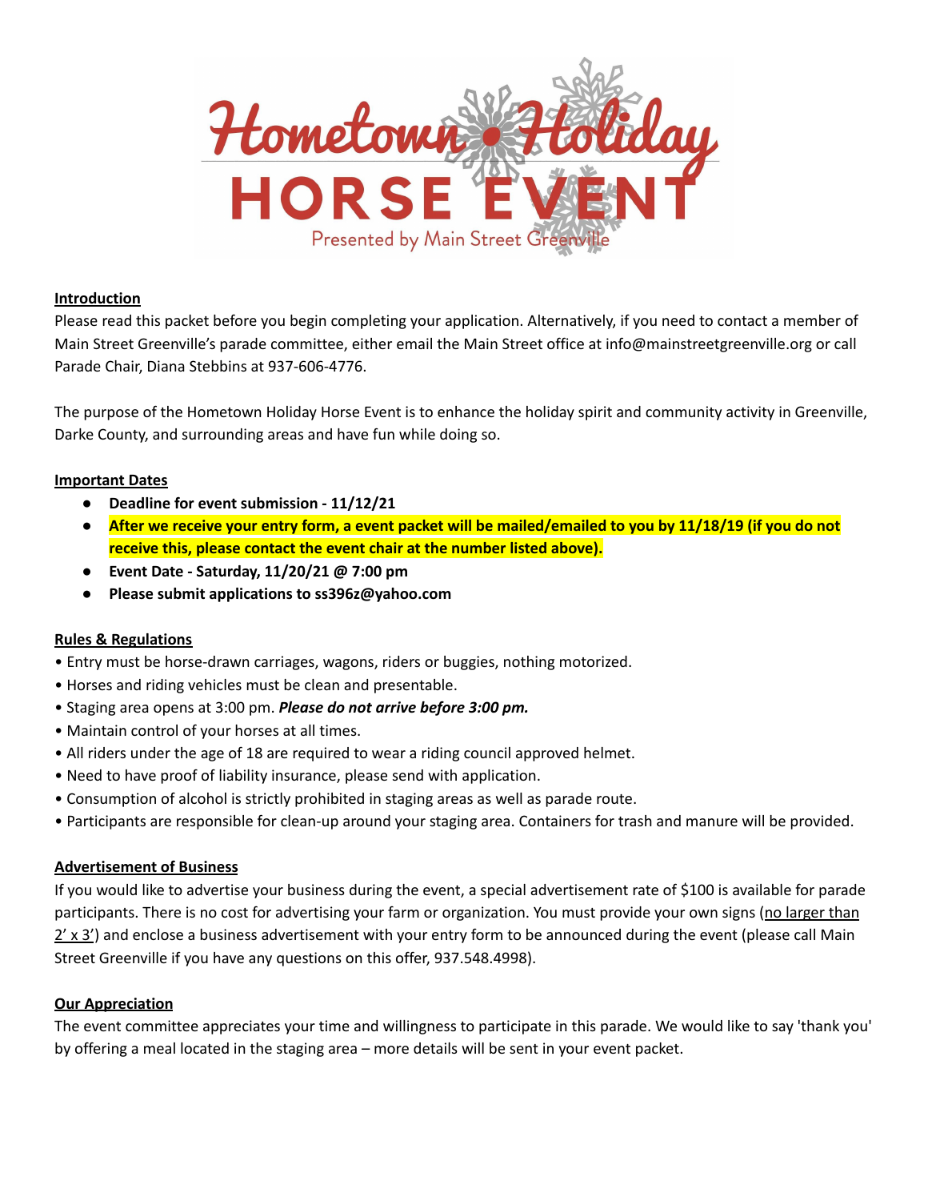# Hometown Holiday HORSE EVENT

Presented by Main Street Greenville

## Introduction

Please read this packet before you begin completing your application. Alternatively, if you need to contact a member of Main Street Greenville's parade committee, either email the Main Street office at info@mainstreetgreenville.org or call Parade Chair, Diana Stebbins at 937-606-4776.

The purpose of the Hometown Holiday Horse Event is to enhance the holiday spirit and community activity in Greenville, Darke County, and surrounding areas and have fun while doing so.

## Important Dates

- **Deadline for event submission - 11/12/21**
- **After we receive your entry form, a event packet will be mailed/emailed to you by 11/18/19 (if you do not receive this, please contact the event chair at the number listed above).**
- **Event Date - Saturday, 11/20/21 @ 7:00 pm**
- **Please submit applications to ss396z@yahoo.com**

## Rules & Regulations

- Entry must be horse-drawn carriages, wagons, riders or buggies, nothing motorized.
- Horses and riding vehicles must be clean and presentable.
- Staging area opens at 3:00 pm. ***Please do not arrive before 3:00 pm.***
- Maintain control of your horses at all times.
- All riders under the age of 18 are required to wear a riding council approved helmet.
- Need to have proof of liability insurance, please send with application.
- Consumption of alcohol is strictly prohibited in staging areas as well as parade route.
- Participants are responsible for clean-up around your staging area. Containers for trash and manure will be provided.

## Advertisement of Business

If you would like to advertise your business during the event, a special advertisement rate of $100 is available for parade participants. There is no cost for advertising your farm or organization. You must provide your own signs (no larger than 2' x 3') and enclose a business advertisement with your entry form to be announced during the event (please call Main Street Greenville if you have any questions on this offer, 937.548.4998).

## Our Appreciation

The event committee appreciates your time and willingness to participate in this parade. We would like to say 'thank you' by offering a meal located in the staging area – more details will be sent in your event packet.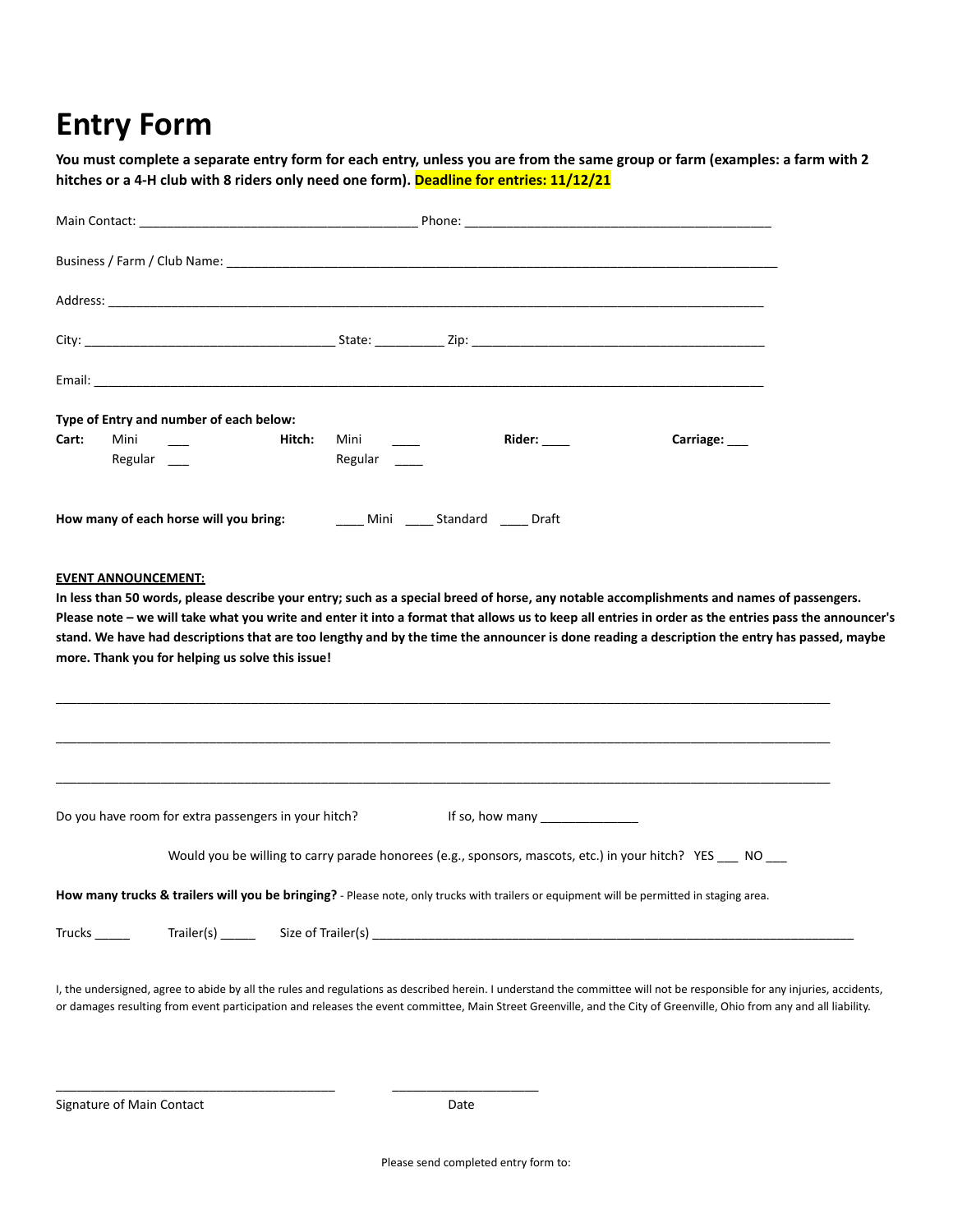# Entry Form

**You must complete a separate entry form for each entry, unless you are from the same group or farm (examples: a farm with 2 hitches or a 4-H club with 8 riders only need one form). Deadline for entries: 11/12/21**

Main Contact: _______________________________________ Phone: ___________________________________________

Business / Farm / Club Name: _______________________________________________________________________________

Address: ___________________________________________________________________________________________

City: ___________________________________ State: __________ Zip: _________________________________________

Email: _____________________________________________________________________________________________

**Type of Entry and number of each below:**

**Cart:** Mini ___ Regular ___ **Hitch:** Mini ____ Regular ____ **Rider:** ____ **Carriage:** ___

**How many of each horse will you bring:** ____ Mini ____ Standard ____ Draft

**EVENT ANNOUNCEMENT:**

**In less than 50 words, please describe your entry; such as a special breed of horse, any notable accomplishments and names of passengers. Please note – we will take what you write and enter it into a format that allows us to keep all entries in order as the entries pass the announcer's stand. We have had descriptions that are too lengthy and by the time the announcer is done reading a description the entry has passed, maybe more. Thank you for helping us solve this issue!**

______________________________________________________________________________________________________________

______________________________________________________________________________________________________________

______________________________________________________________________________________________________________

Do you have room for extra passengers in your hitch? If so, how many ______________

Would you be willing to carry parade honorees (e.g., sponsors, mascots, etc.) in your hitch? YES ___ NO ___

**How many trucks & trailers will you be bringing?** - Please note, only trucks with trailers or equipment will be permitted in staging area.

Trucks _____ Trailer(s) _____ Size of Trailer(s) _______________________________________________________________________

I, the undersigned, agree to abide by all the rules and regulations as described herein. I understand the committee will not be responsible for any injuries, accidents, or damages resulting from event participation and releases the event committee, Main Street Greenville, and the City of Greenville, Ohio from any and all liability.

_______________________________________ _____________________

Signature of Main Contact Date

Please send completed entry form to: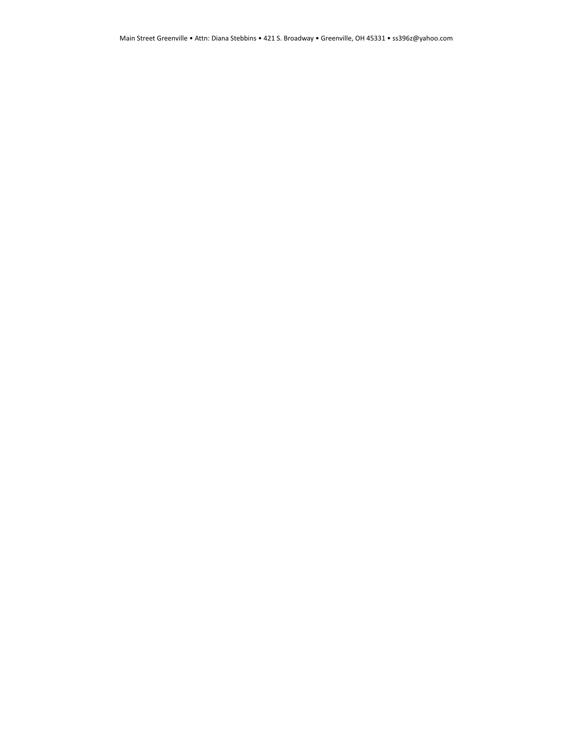Main Street Greenville • Attn: Diana Stebbins • 421 S. Broadway • Greenville, OH 45331 • ss396z@yahoo.com